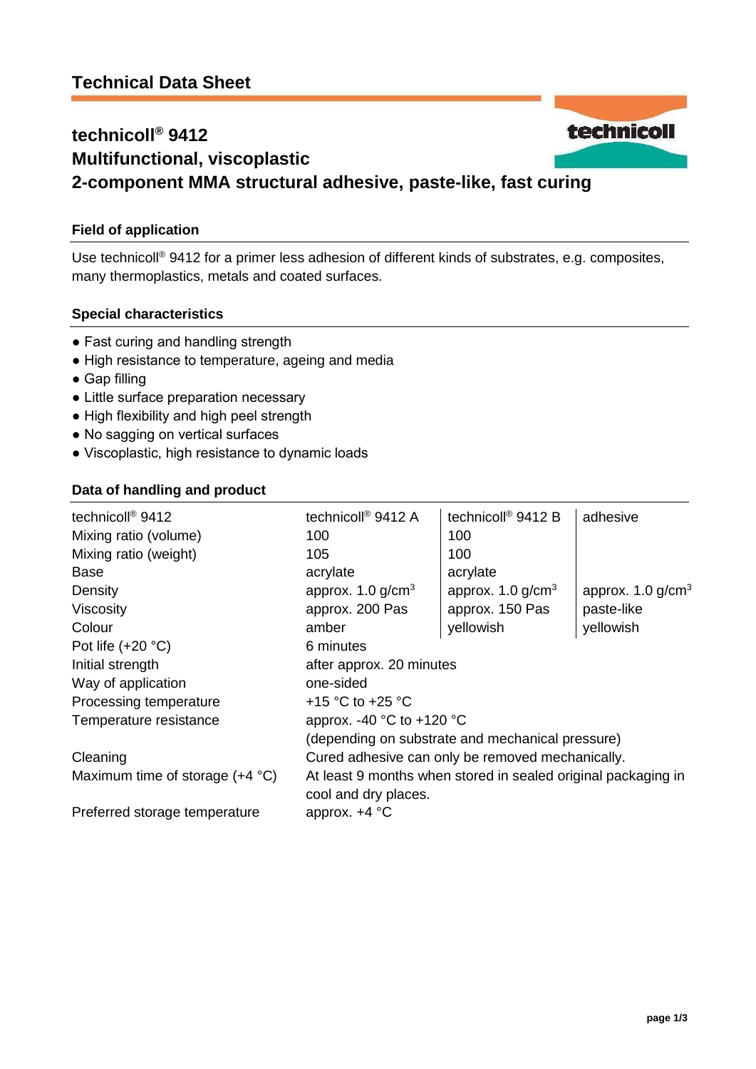# Technical Data Sheet

## technicoll® 9412
## Multifunctional, viscoplastic
## 2-component MMA structural adhesive, paste-like, fast curing

### Field of application

Use technicoll® 9412 for a primer less adhesion of different kinds of substrates, e.g. composites, many thermoplastics, metals and coated surfaces.

### Special characteristics

- Fast curing and handling strength
- High resistance to temperature, ageing and media
- Gap filling
- Little surface preparation necessary
- High flexibility and high peel strength
- No sagging on vertical surfaces
- Viscoplastic, high resistance to dynamic loads

### Data of handling and product

| technicoll® 9412 | technicoll® 9412 A | technicoll® 9412 B | adhesive |
|---|---|---|---|
| Mixing ratio (volume) | 100 | 100 | |
| Mixing ratio (weight) | 105 | 100 | |
| Base | acrylate | acrylate | |
| Density | approx. 1.0 g/cm³ | approx. 1.0 g/cm³ | approx. 1.0 g/cm³ |
| Viscosity | approx. 200 Pas | approx. 150 Pas | paste-like |
| Colour | amber | yellowish | yellowish |
| Pot life (+20 °C) | 6 minutes | | |
| Initial strength | after approx. 20 minutes | | |
| Way of application | one-sided | | |
| Processing temperature | +15 °C to +25 °C | | |
| Temperature resistance | approx. -40 °C to +120 °C (depending on substrate and mechanical pressure) | | |
| Cleaning | Cured adhesive can only be removed mechanically. | | |
| Maximum time of storage (+4 °C) | At least 9 months when stored in sealed original packaging in cool and dry places. | | |
| Preferred storage temperature | approx. +4 °C | | |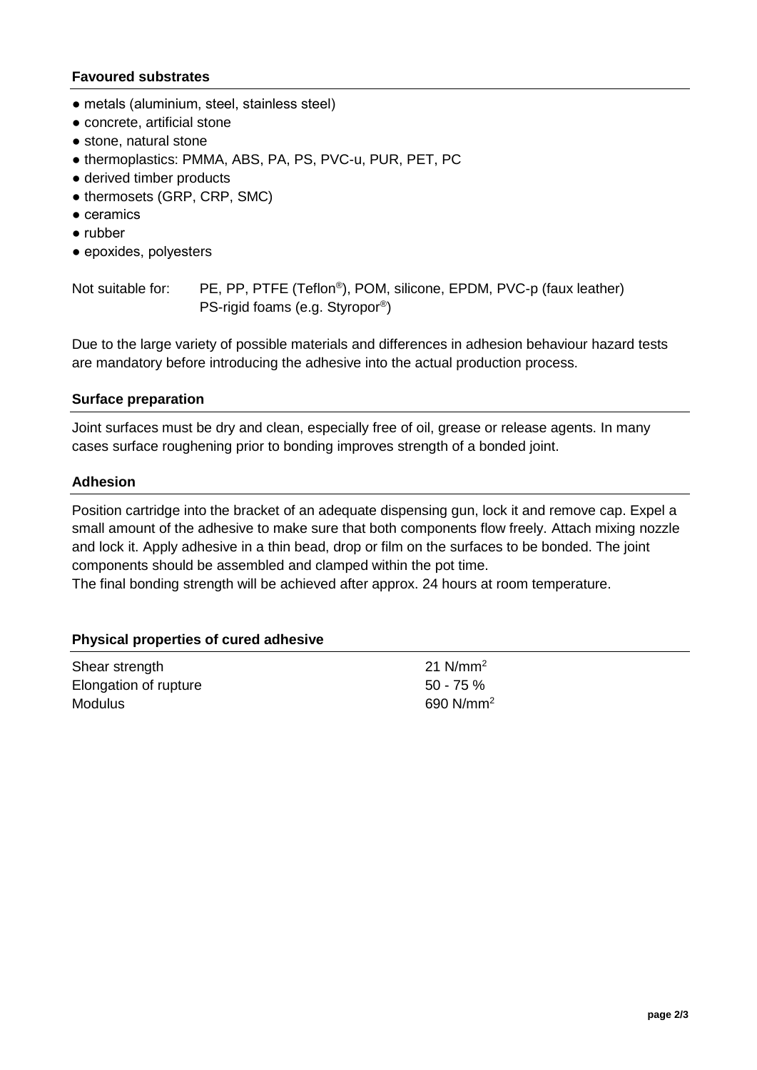## Favoured substrates

- metals (aluminium, steel, stainless steel)
- concrete, artificial stone
- stone, natural stone
- thermoplastics: PMMA, ABS, PA, PS, PVC-u, PUR, PET, PC
- derived timber products
- thermosets (GRP, CRP, SMC)
- ceramics
- rubber
- epoxides, polyesters

Not suitable for: PE, PP, PTFE (Teflon®), POM, silicone, EPDM, PVC-p (faux leather) PS-rigid foams (e.g. Styropor®)

Due to the large variety of possible materials and differences in adhesion behaviour hazard tests are mandatory before introducing the adhesive into the actual production process.

## Surface preparation

Joint surfaces must be dry and clean, especially free of oil, grease or release agents. In many cases surface roughening prior to bonding improves strength of a bonded joint.

## Adhesion

Position cartridge into the bracket of an adequate dispensing gun, lock it and remove cap. Expel a small amount of the adhesive to make sure that both components flow freely. Attach mixing nozzle and lock it. Apply adhesive in a thin bead, drop or film on the surfaces to be bonded. The joint components should be assembled and clamped within the pot time.
The final bonding strength will be achieved after approx. 24 hours at room temperature.

## Physical properties of cured adhesive

| | |
|---|---|
| Shear strength | 21 N/mm² |
| Elongation of rupture | 50 - 75 % |
| Modulus | 690 N/mm² |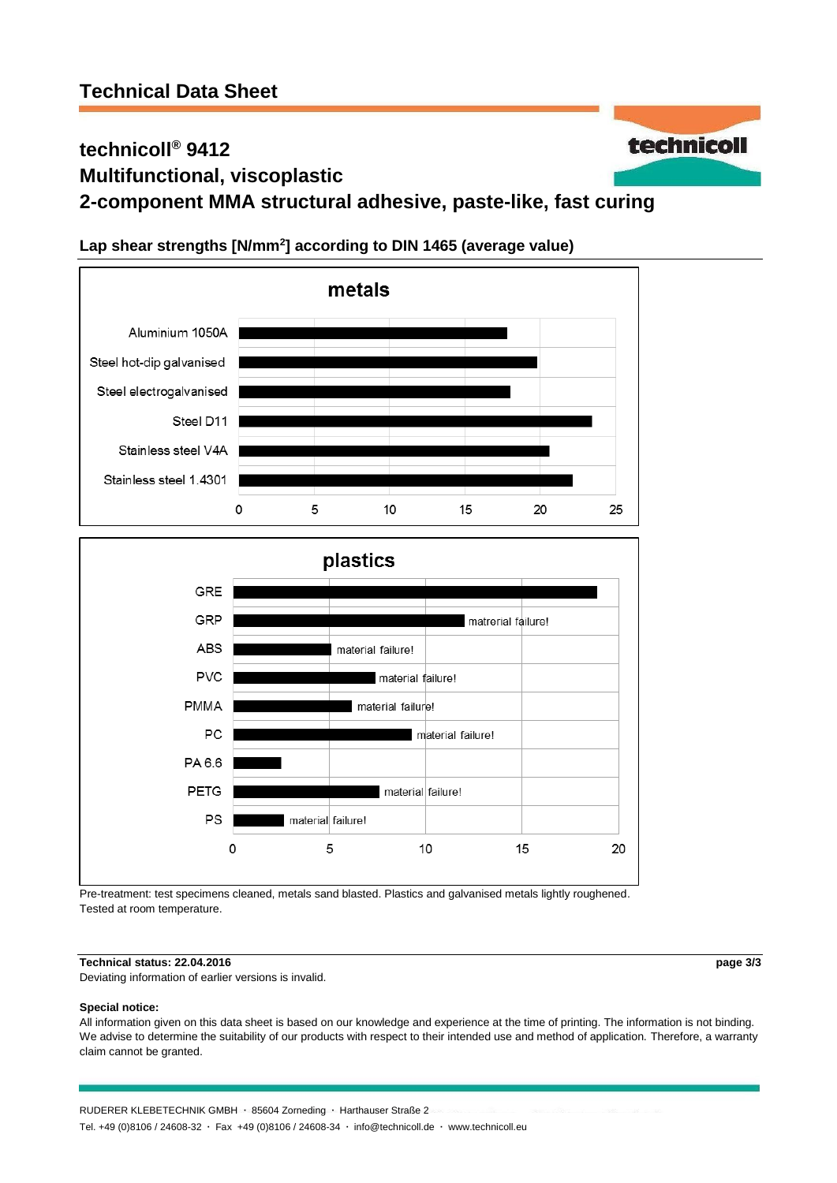# Technical Data Sheet

## technicoll® 9412
## Multifunctional, viscoplastic
## 2-component MMA structural adhesive, paste-like, fast curing

### Lap shear strengths [N/mm²] according to DIN 1465 (average value)

metals

Aluminium 1050A
Steel hot-dip galvanised
Steel electrogalvanised
Steel D11
Stainless steel V4A
Stainless steel 1.4301

0 5 10 15 20 25

plastics

GRE
GRP matrerial failure!
ABS material failure!
PVC material failure!
PMMA material failure!
PC material failure!
PA 6.6
PETG material failure!
PS material failure!

0 5 10 15 20

Pre-treatment: test specimens cleaned, metals sand blasted. Plastics and galvanised metals lightly roughened. Tested at room temperature.

**Technical status: 22.04.2016**
Deviating information of earlier versions is invalid.

**Special notice:**
All information given on this data sheet is based on our knowledge and experience at the time of printing. The information is not binding. We advise to determine the suitability of our products with respect to their intended use and method of application. Therefore, a warranty claim cannot be granted.

RUDERER KLEBETECHNIK GMBH · 85604 Zorneding · Harthauser Straße 2
Tel. +49 (0)8106 / 24608-32 · Fax +49 (0)8106 / 24608-34 · info@technicoll.de · www.technicoll.eu